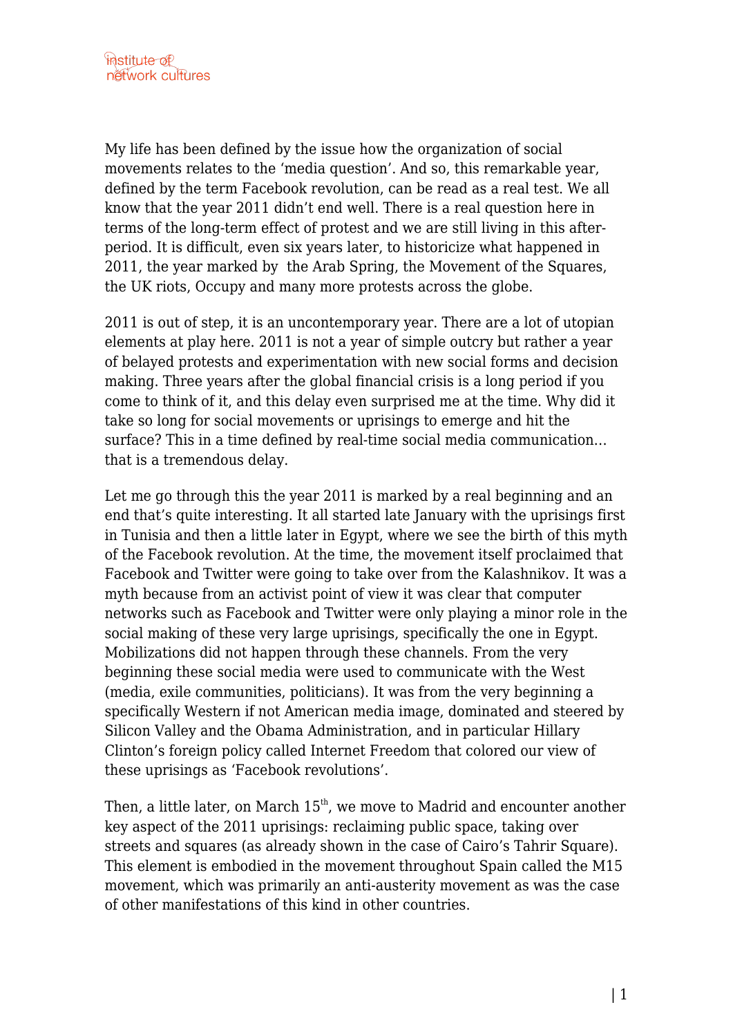My life has been defined by the issue how the organization of social movements relates to the 'media question'. And so, this remarkable year, defined by the term Facebook revolution, can be read as a real test. We all know that the year 2011 didn't end well. There is a real question here in terms of the long-term effect of protest and we are still living in this after-period. It is difficult, even six years later, to historicize what happened in 2011, the year marked by  the Arab Spring, the Movement of the Squares, the UK riots, Occupy and many more protests across the globe.

2011 is out of step, it is an uncontemporary year. There are a lot of utopian elements at play here. 2011 is not a year of simple outcry but rather a year of belayed protests and experimentation with new social forms and decision making. Three years after the global financial crisis is a long period if you come to think of it, and this delay even surprised me at the time. Why did it take so long for social movements or uprisings to emerge and hit the surface? This in a time defined by real-time social media communication… that is a tremendous delay.

Let me go through this the year 2011 is marked by a real beginning and an end that's quite interesting. It all started late January with the uprisings first in Tunisia and then a little later in Egypt, where we see the birth of this myth of the Facebook revolution. At the time, the movement itself proclaimed that Facebook and Twitter were going to take over from the Kalashnikov. It was a myth because from an activist point of view it was clear that computer networks such as Facebook and Twitter were only playing a minor role in the social making of these very large uprisings, specifically the one in Egypt. Mobilizations did not happen through these channels. From the very beginning these social media were used to communicate with the West (media, exile communities, politicians). It was from the very beginning a specifically Western if not American media image, dominated and steered by Silicon Valley and the Obama Administration, and in particular Hillary Clinton's foreign policy called Internet Freedom that colored our view of these uprisings as 'Facebook revolutions'.

Then, a little later, on March 15th, we move to Madrid and encounter another key aspect of the 2011 uprisings: reclaiming public space, taking over streets and squares (as already shown in the case of Cairo's Tahrir Square). This element is embodied in the movement throughout Spain called the M15 movement, which was primarily an anti-austerity movement as was the case of other manifestations of this kind in other countries.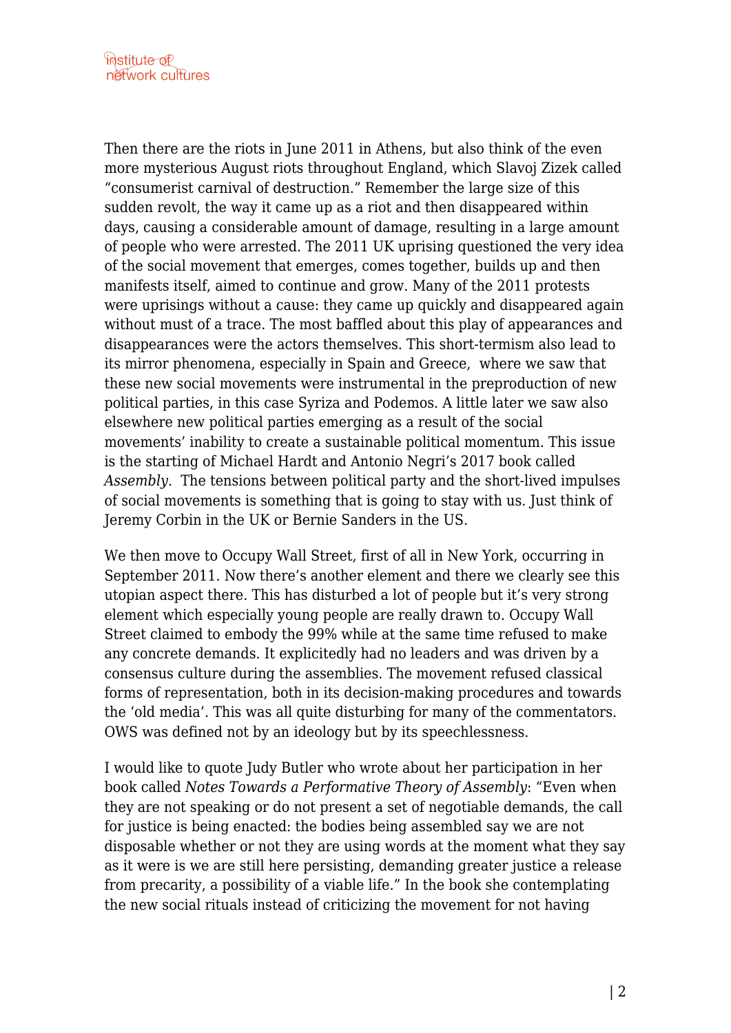Then there are the riots in June 2011 in Athens, but also think of the even more mysterious August riots throughout England, which Slavoj Zizek called "consumerist carnival of destruction." Remember the large size of this sudden revolt, the way it came up as a riot and then disappeared within days, causing a considerable amount of damage, resulting in a large amount of people who were arrested. The 2011 UK uprising questioned the very idea of the social movement that emerges, comes together, builds up and then manifests itself, aimed to continue and grow. Many of the 2011 protests were uprisings without a cause: they came up quickly and disappeared again without must of a trace. The most baffled about this play of appearances and disappearances were the actors themselves. This short-termism also lead to its mirror phenomena, especially in Spain and Greece, where we saw that these new social movements were instrumental in the preproduction of new political parties, in this case Syriza and Podemos. A little later we saw also elsewhere new political parties emerging as a result of the social movements' inability to create a sustainable political momentum. This issue is the starting of Michael Hardt and Antonio Negri's 2017 book called *Assembly*. The tensions between political party and the short-lived impulses of social movements is something that is going to stay with us. Just think of Jeremy Corbin in the UK or Bernie Sanders in the US.

We then move to Occupy Wall Street, first of all in New York, occurring in September 2011. Now there's another element and there we clearly see this utopian aspect there. This has disturbed a lot of people but it's very strong element which especially young people are really drawn to. Occupy Wall Street claimed to embody the 99% while at the same time refused to make any concrete demands. It explicitedly had no leaders and was driven by a consensus culture during the assemblies. The movement refused classical forms of representation, both in its decision-making procedures and towards the 'old media'. This was all quite disturbing for many of the commentators. OWS was defined not by an ideology but by its speechlessness.

I would like to quote Judy Butler who wrote about her participation in her book called *Notes Towards a Performative Theory of Assembly*: "Even when they are not speaking or do not present a set of negotiable demands, the call for justice is being enacted: the bodies being assembled say we are not disposable whether or not they are using words at the moment what they say as it were is we are still here persisting, demanding greater justice a release from precarity, a possibility of a viable life." In the book she contemplating the new social rituals instead of criticizing the movement for not having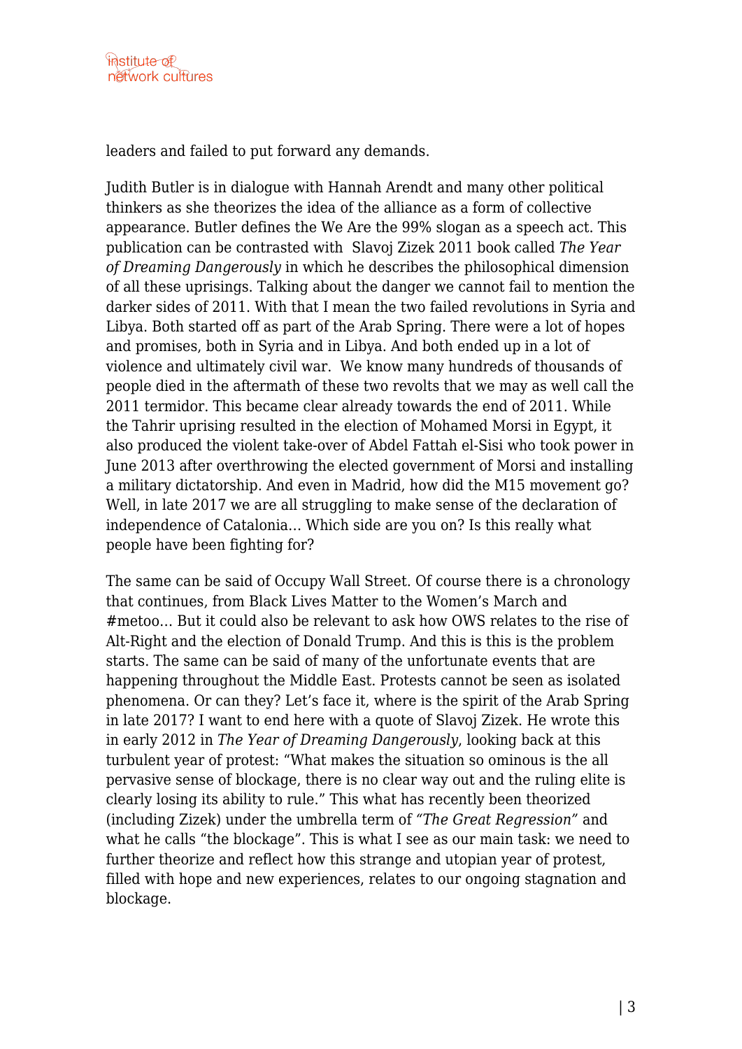leaders and failed to put forward any demands.

Judith Butler is in dialogue with Hannah Arendt and many other political thinkers as she theorizes the idea of the alliance as a form of collective appearance. Butler defines the We Are the 99% slogan as a speech act. This publication can be contrasted with  Slavoj Zizek 2011 book called *The Year of Dreaming Dangerously* in which he describes the philosophical dimension of all these uprisings. Talking about the danger we cannot fail to mention the darker sides of 2011. With that I mean the two failed revolutions in Syria and Libya. Both started off as part of the Arab Spring. There were a lot of hopes and promises, both in Syria and in Libya. And both ended up in a lot of violence and ultimately civil war.  We know many hundreds of thousands of people died in the aftermath of these two revolts that we may as well call the 2011 termidor. This became clear already towards the end of 2011. While the Tahrir uprising resulted in the election of Mohamed Morsi in Egypt, it also produced the violent take-over of Abdel Fattah el-Sisi who took power in June 2013 after overthrowing the elected government of Morsi and installing a military dictatorship. And even in Madrid, how did the M15 movement go? Well, in late 2017 we are all struggling to make sense of the declaration of independence of Catalonia… Which side are you on? Is this really what people have been fighting for?

The same can be said of Occupy Wall Street. Of course there is a chronology that continues, from Black Lives Matter to the Women's March and #metoo… But it could also be relevant to ask how OWS relates to the rise of Alt-Right and the election of Donald Trump. And this is this is the problem starts. The same can be said of many of the unfortunate events that are happening throughout the Middle East. Protests cannot be seen as isolated phenomena. Or can they? Let's face it, where is the spirit of the Arab Spring in late 2017? I want to end here with a quote of Slavoj Zizek. He wrote this in early 2012 in *The Year of Dreaming Dangerously*, looking back at this turbulent year of protest: "What makes the situation so ominous is the all pervasive sense of blockage, there is no clear way out and the ruling elite is clearly losing its ability to rule." This what has recently been theorized (including Zizek) under the umbrella term of *"The Great Regression"* and what he calls "the blockage". This is what I see as our main task: we need to further theorize and reflect how this strange and utopian year of protest, filled with hope and new experiences, relates to our ongoing stagnation and blockage.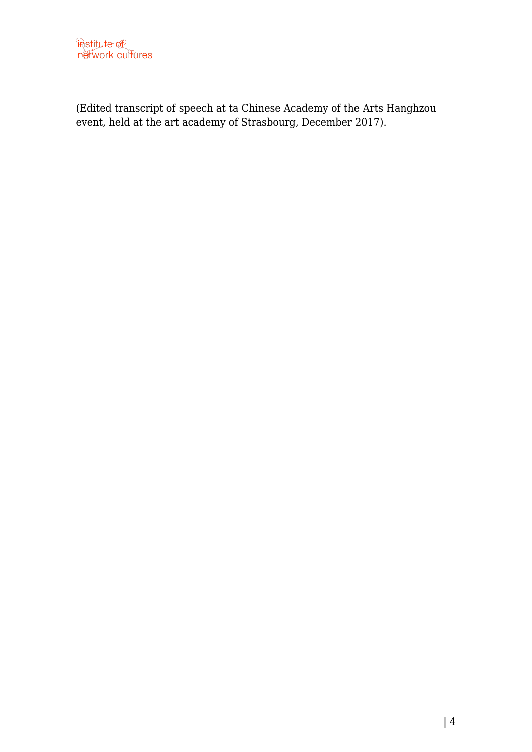(Edited transcript of speech at ta Chinese Academy of the Arts Hanghzou event, held at the art academy of Strasbourg, December 2017).